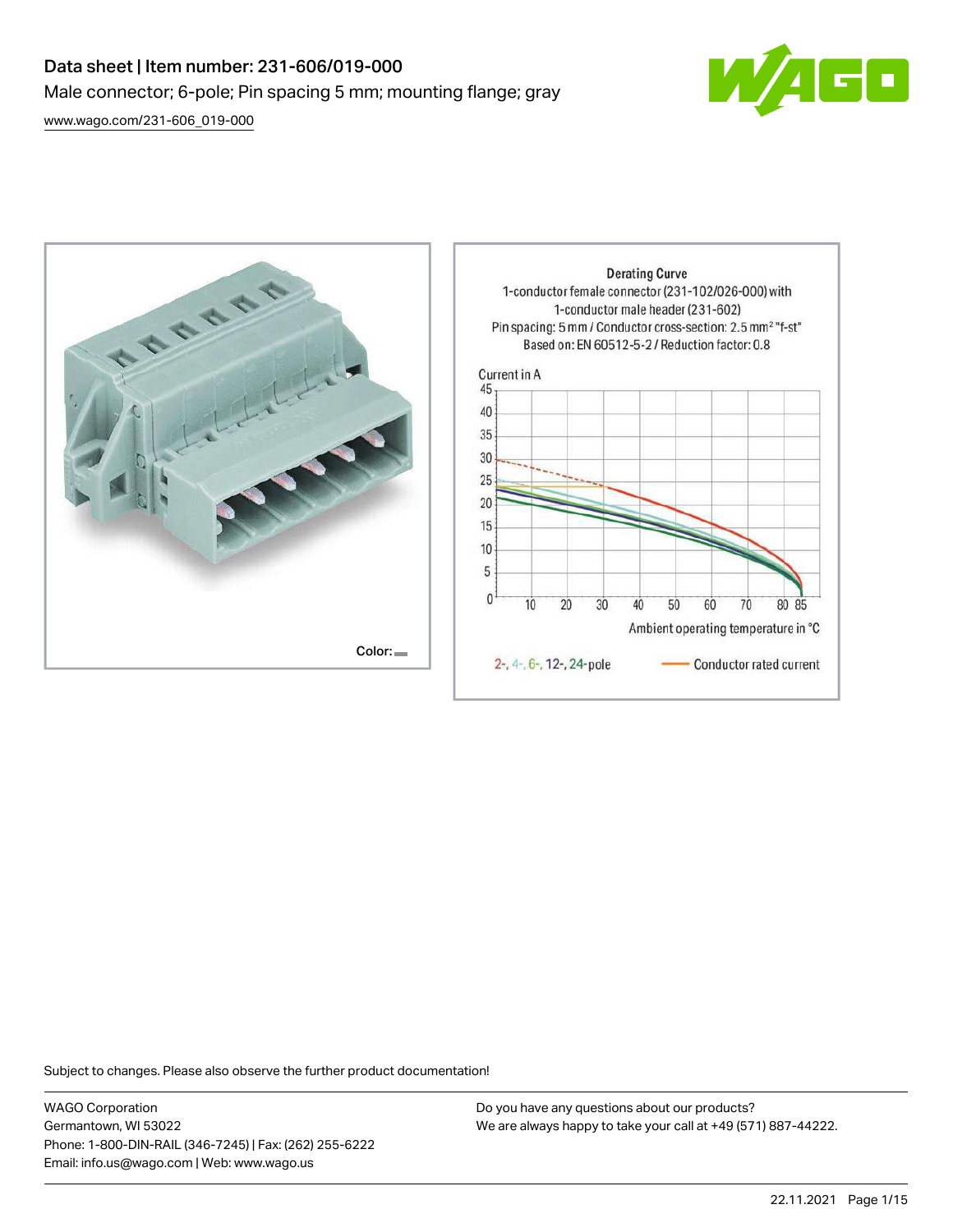# Data sheet | Item number: 231-606/019-000

Male connector; 6-pole; Pin spacing 5 mm; mounting flange; gray

www.wago.com/231-606_019-000

Color:

Derating Curve
1-conductor female connector (231-102/026-000) with 1-conductor male header (231-602)
Pin spacing: 5 mm / Conductor cross-section: 2.5 mm² "f-st"
Based on: EN 60512-5-2 / Reduction factor: 0.8

Current in A

Ambient operating temperature in °C

2-, 4-, 6-, 12-, 24-pole — Conductor rated current

Subject to changes. Please also observe the further product documentation!

WAGO Corporation
Germantown, WI 53022
Phone: 1-800-DIN-RAIL (346-7245) | Fax: (262) 255-6222
Email: info.us@wago.com | Web: www.wago.us

Do you have any questions about our products?
We are always happy to take your call at +49 (571) 887-44222.

22.11.2021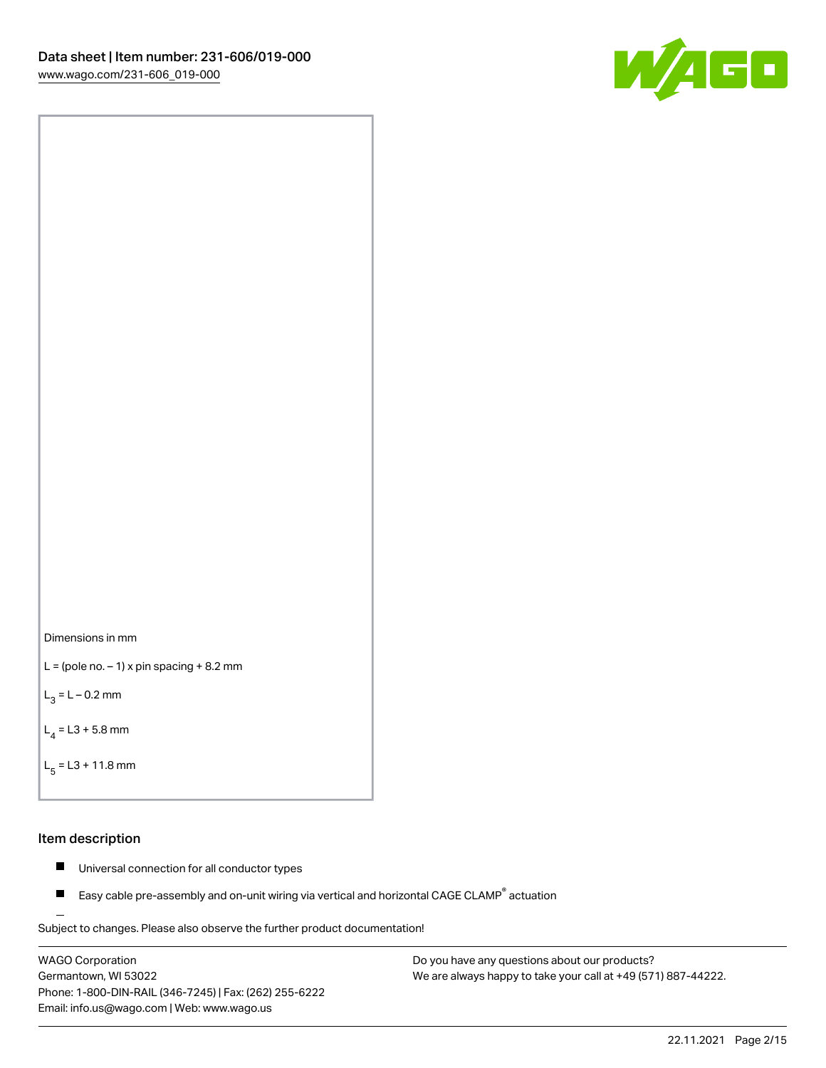Dimensions in mm

L = (pole no. – 1) x pin spacing + 8.2 mm

$L_3$ = L – 0.2 mm

$L_4$ = L3 + 5.8 mm

$L_5$ = L3 + 11.8 mm

## Item description

- Universal connection for all conductor types
- Easy cable pre-assembly and on-unit wiring via vertical and horizontal CAGE CLAMP® actuation

Subject to changes. Please also observe the further product documentation!

WAGO Corporation
Germantown, WI 53022
Phone: 1-800-DIN-RAIL (346-7245) | Fax: (262) 255-6222
Email: info.us@wago.com | Web: www.wago.us

Do you have any questions about our products?
We are always happy to take your call at +49 (571) 887-44222.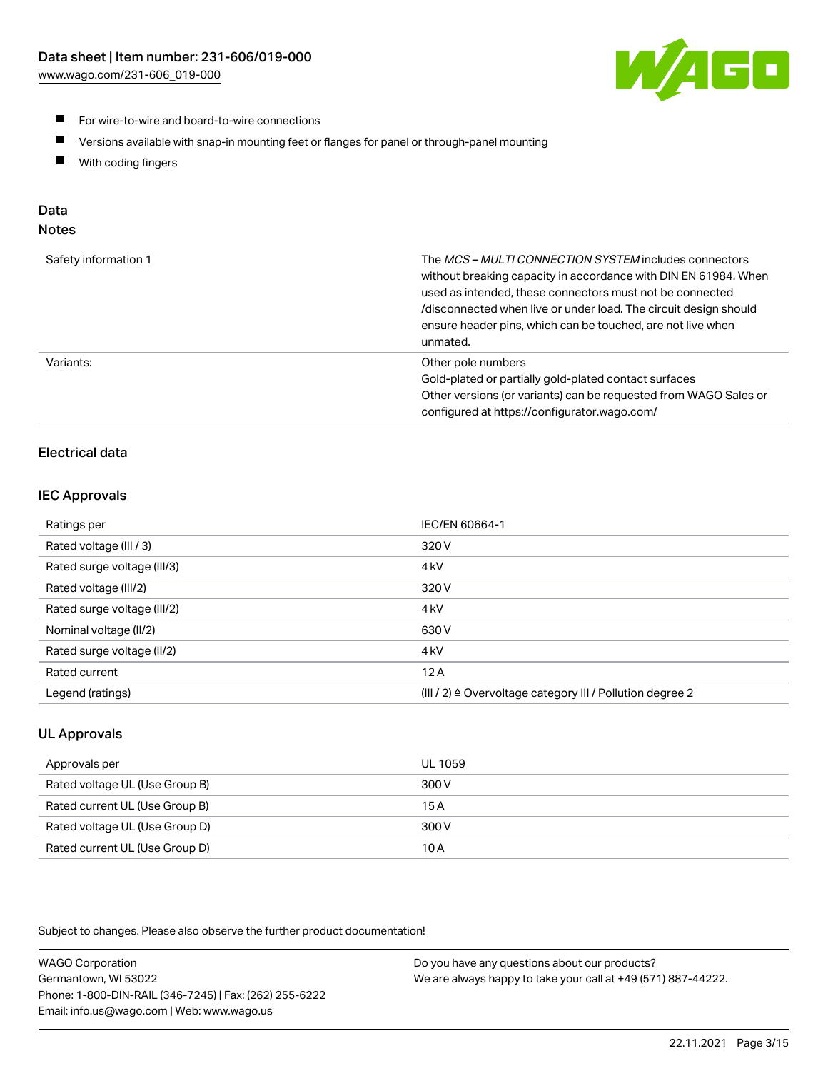- For wire-to-wire and board-to-wire connections
- Versions available with snap-in mounting feet or flanges for panel or through-panel mounting
- With coding fingers

## Data
### Notes

| | |
|---|---|
| Safety information 1 | The *MCS – MULTI CONNECTION SYSTEM* includes connectors without breaking capacity in accordance with DIN EN 61984. When used as intended, these connectors must not be connected /disconnected when live or under load. The circuit design should ensure header pins, which can be touched, are not live when unmated. |
| Variants: | Other pole numbers<br>Gold-plated or partially gold-plated contact surfaces<br>Other versions (or variants) can be requested from WAGO Sales or configured at https://configurator.wago.com/ |

### Electrical data

#### IEC Approvals

| | |
|---|---|
| Ratings per | IEC/EN 60664-1 |
| Rated voltage (III / 3) | 320 V |
| Rated surge voltage (III/3) | 4 kV |
| Rated voltage (III/2) | 320 V |
| Rated surge voltage (III/2) | 4 kV |
| Nominal voltage (II/2) | 630 V |
| Rated surge voltage (II/2) | 4 kV |
| Rated current | 12 A |
| Legend (ratings) | (III / 2) ≙ Overvoltage category III / Pollution degree 2 |

#### UL Approvals

| | |
|---|---|
| Approvals per | UL 1059 |
| Rated voltage UL (Use Group B) | 300 V |
| Rated current UL (Use Group B) | 15 A |
| Rated voltage UL (Use Group D) | 300 V |
| Rated current UL (Use Group D) | 10 A |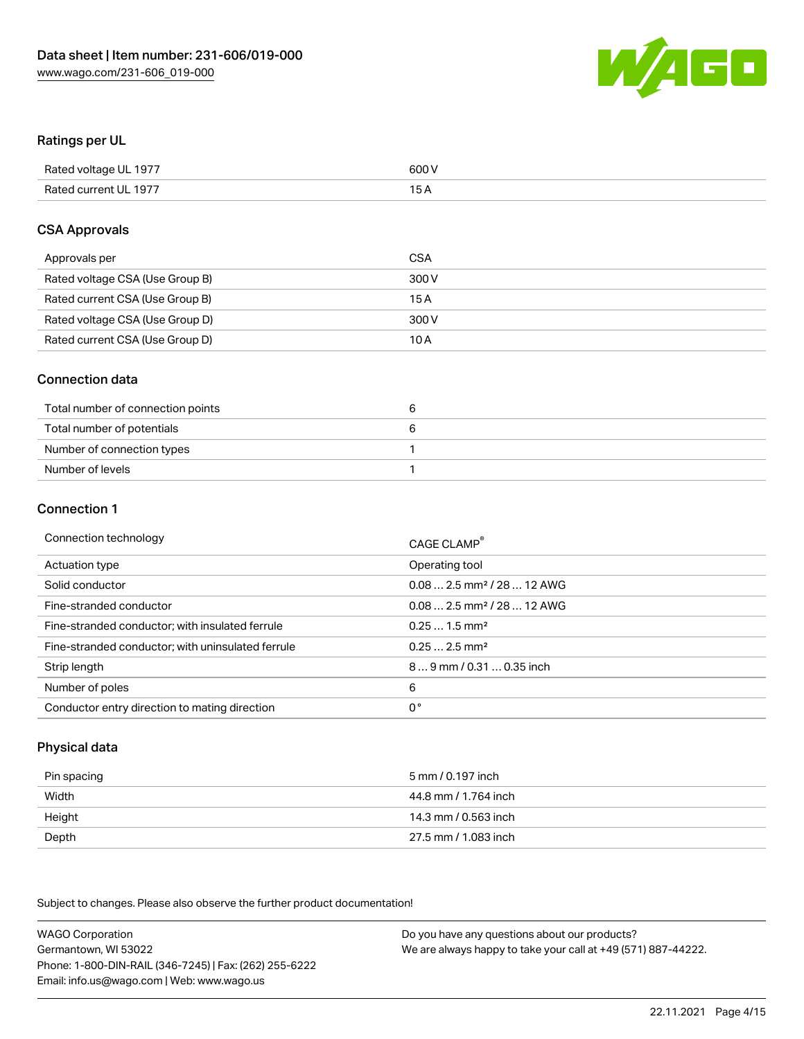## Ratings per UL

| | |
|---|---|
| Rated voltage UL 1977 | 600 V |
| Rated current UL 1977 | 15 A |

## CSA Approvals

| | |
|---|---|
| Approvals per | CSA |
| Rated voltage CSA (Use Group B) | 300 V |
| Rated current CSA (Use Group B) | 15 A |
| Rated voltage CSA (Use Group D) | 300 V |
| Rated current CSA (Use Group D) | 10 A |

## Connection data

| | |
|---|---|
| Total number of connection points | 6 |
| Total number of potentials | 6 |
| Number of connection types | 1 |
| Number of levels | 1 |

## Connection 1

| | |
|---|---|
| Connection technology | CAGE CLAMP® |
| Actuation type | Operating tool |
| Solid conductor | 0.08 … 2.5 mm² / 28 … 12 AWG |
| Fine-stranded conductor | 0.08 … 2.5 mm² / 28 … 12 AWG |
| Fine-stranded conductor; with insulated ferrule | 0.25 … 1.5 mm² |
| Fine-stranded conductor; with uninsulated ferrule | 0.25 … 2.5 mm² |
| Strip length | 8 … 9 mm / 0.31 … 0.35 inch |
| Number of poles | 6 |
| Conductor entry direction to mating direction | 0 ° |

## Physical data

| | |
|---|---|
| Pin spacing | 5 mm / 0.197 inch |
| Width | 44.8 mm / 1.764 inch |
| Height | 14.3 mm / 0.563 inch |
| Depth | 27.5 mm / 1.083 inch |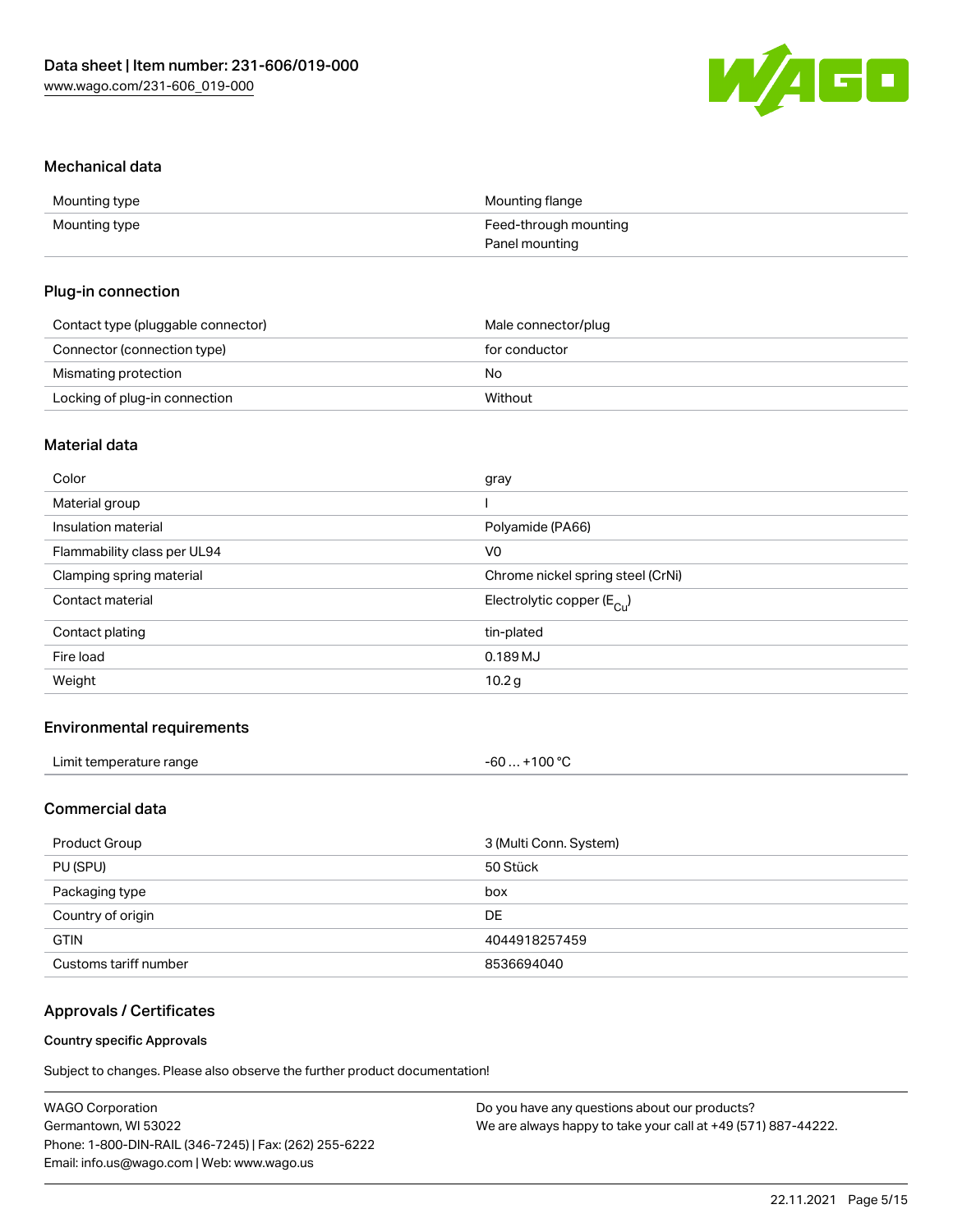## Mechanical data

| | |
|---|---|
| Mounting type | Mounting flange |
| Mounting type | Feed-through mounting<br>Panel mounting |

## Plug-in connection

| | |
|---|---|
| Contact type (pluggable connector) | Male connector/plug |
| Connector (connection type) | for conductor |
| Mismating protection | No |
| Locking of plug-in connection | Without |

## Material data

| | |
|---|---|
| Color | gray |
| Material group | I |
| Insulation material | Polyamide (PA66) |
| Flammability class per UL94 | V0 |
| Clamping spring material | Chrome nickel spring steel (CrNi) |
| Contact material | Electrolytic copper ($E_{Cu}$) |
| Contact plating | tin-plated |
| Fire load | 0.189 MJ |
| Weight | 10.2 g |

## Environmental requirements

| | |
|---|---|
| Limit temperature range | -60 … +100 °C |

## Commercial data

| | |
|---|---|
| Product Group | 3 (Multi Conn. System) |
| PU (SPU) | 50 Stück |
| Packaging type | box |
| Country of origin | DE |
| GTIN | 4044918257459 |
| Customs tariff number | 8536694040 |

## Approvals / Certificates

### Country specific Approvals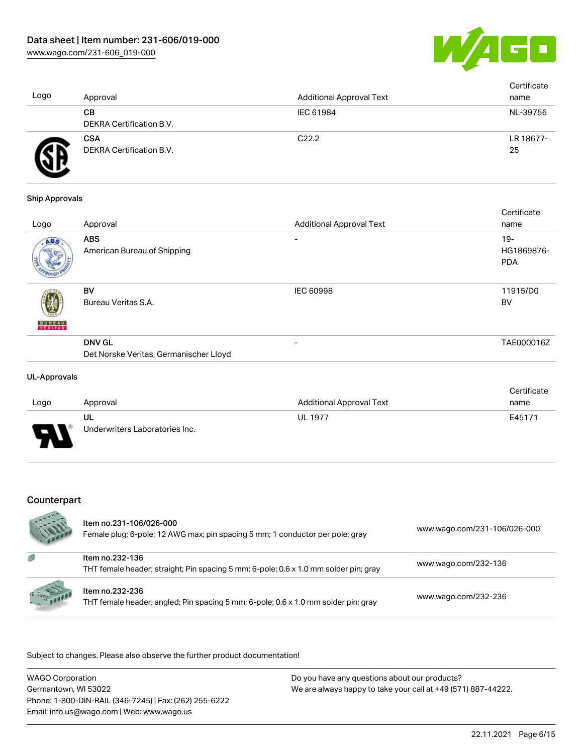| Logo | Approval | Additional Approval Text | Certificate name |
|---|---|---|---|
| | **CB**<br>DEKRA Certification B.V. | IEC 61984 | NL-39756 |
| | **CSA**<br>DEKRA Certification B.V. | C22.2 | LR 18677-25 |

### Ship Approvals

| Logo | Approval | Additional Approval Text | Certificate name |
|---|---|---|---|
| | **ABS**<br>American Bureau of Shipping | - | 19-HG1869876-PDA |
| | **BV**<br>Bureau Veritas S.A. | IEC 60998 | 11915/D0 BV |
| | **DNV GL**<br>Det Norske Veritas, Germanischer Lloyd | - | TAE000016Z |

### UL-Approvals

| Logo | Approval | Additional Approval Text | Certificate name |
|---|---|---|---|
| | **UL**<br>Underwriters Laboratories Inc. | UL 1977 | E45171 |

## Counterpart

| | | |
|---|---|---|
| | Item no.231-106/026-000<br>Female plug; 6-pole; 12 AWG max; pin spacing 5 mm; 1 conductor per pole; gray | www.wago.com/231-106/026-000 |
| | Item no.232-136<br>THT female header; straight; Pin spacing 5 mm; 6-pole; 0.6 x 1.0 mm solder pin; gray | www.wago.com/232-136 |
| | Item no.232-236<br>THT female header; angled; Pin spacing 5 mm; 6-pole; 0.6 x 1.0 mm solder pin; gray | www.wago.com/232-236 |

Subject to changes. Please also observe the further product documentation!

WAGO Corporation
Germantown, WI 53022
Phone: 1-800-DIN-RAIL (346-7245) | Fax: (262) 255-6222
Email: info.us@wago.com | Web: www.wago.us

Do you have any questions about our products?
We are always happy to take your call at +49 (571) 887-44222.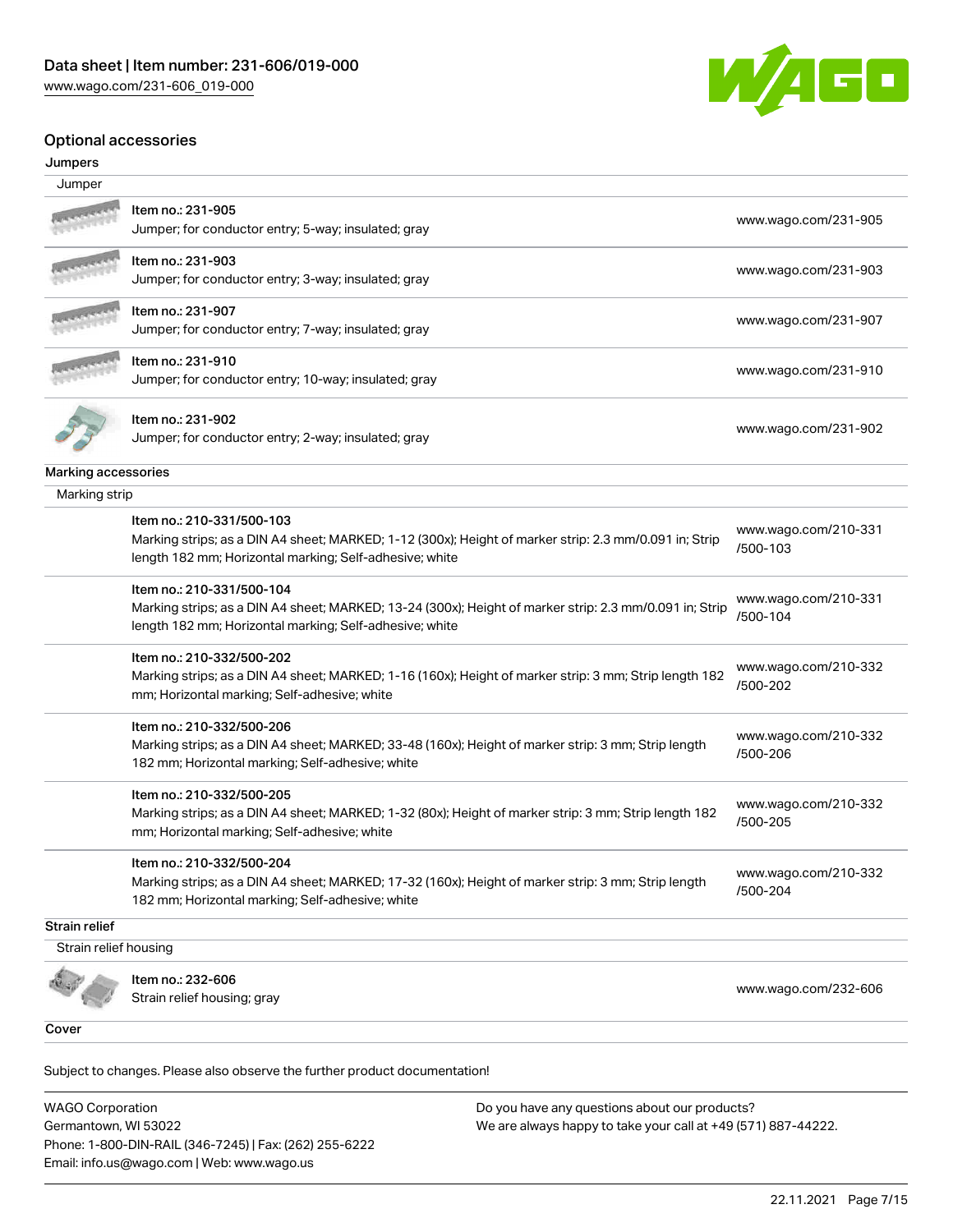## Optional accessories

### Jumpers

Jumper

| Item | Link |
|---|---|
| Item no.: 231-905<br>Jumper; for conductor entry; 5-way; insulated; gray | www.wago.com/231-905 |
| Item no.: 231-903<br>Jumper; for conductor entry; 3-way; insulated; gray | www.wago.com/231-903 |
| Item no.: 231-907<br>Jumper; for conductor entry; 7-way; insulated; gray | www.wago.com/231-907 |
| Item no.: 231-910<br>Jumper; for conductor entry; 10-way; insulated; gray | www.wago.com/231-910 |
| Item no.: 231-902<br>Jumper; for conductor entry; 2-way; insulated; gray | www.wago.com/231-902 |

### Marking accessories

Marking strip

| Item | Link |
|---|---|
| Item no.: 210-331/500-103<br>Marking strips; as a DIN A4 sheet; MARKED; 1-12 (300x); Height of marker strip: 2.3 mm/0.091 in; Strip length 182 mm; Horizontal marking; Self-adhesive; white | www.wago.com/210-331/500-103 |
| Item no.: 210-331/500-104<br>Marking strips; as a DIN A4 sheet; MARKED; 13-24 (300x); Height of marker strip: 2.3 mm/0.091 in; Strip length 182 mm; Horizontal marking; Self-adhesive; white | www.wago.com/210-331/500-104 |
| Item no.: 210-332/500-202<br>Marking strips; as a DIN A4 sheet; MARKED; 1-16 (160x); Height of marker strip: 3 mm; Strip length 182 mm; Horizontal marking; Self-adhesive; white | www.wago.com/210-332/500-202 |
| Item no.: 210-332/500-206<br>Marking strips; as a DIN A4 sheet; MARKED; 33-48 (160x); Height of marker strip: 3 mm; Strip length 182 mm; Horizontal marking; Self-adhesive; white | www.wago.com/210-332/500-206 |
| Item no.: 210-332/500-205<br>Marking strips; as a DIN A4 sheet; MARKED; 1-32 (80x); Height of marker strip: 3 mm; Strip length 182 mm; Horizontal marking; Self-adhesive; white | www.wago.com/210-332/500-205 |
| Item no.: 210-332/500-204<br>Marking strips; as a DIN A4 sheet; MARKED; 17-32 (160x); Height of marker strip: 3 mm; Strip length 182 mm; Horizontal marking; Self-adhesive; white | www.wago.com/210-332/500-204 |

### Strain relief

Strain relief housing

| Item | Link |
|---|---|
| Item no.: 232-606<br>Strain relief housing; gray | www.wago.com/232-606 |

### Cover

Subject to changes. Please also observe the further product documentation!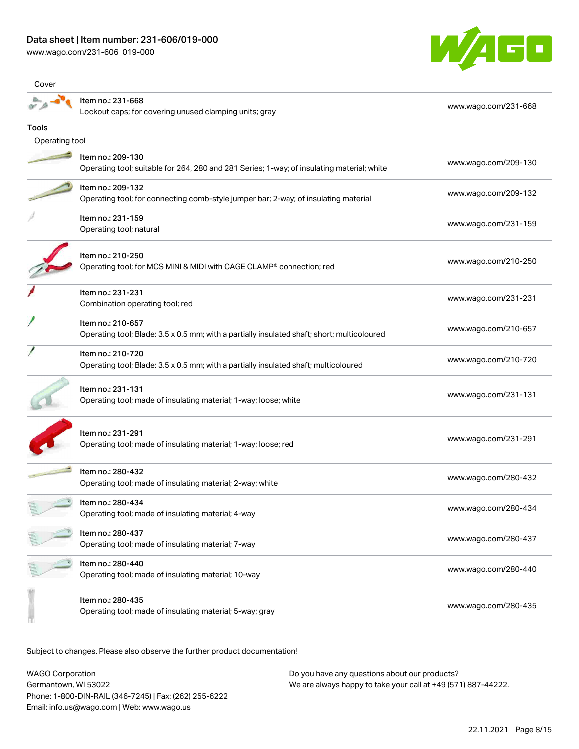Cover

| Item | Link |
| --- | --- |
| Item no.: 231-668<br>Lockout caps; for covering unused clamping units; gray | www.wago.com/231-668 |

## Tools

Operating tool

| Item | Link |
| --- | --- |
| Item no.: 209-130<br>Operating tool; suitable for 264, 280 and 281 Series; 1-way; of insulating material; white | www.wago.com/209-130 |
| Item no.: 209-132<br>Operating tool; for connecting comb-style jumper bar; 2-way; of insulating material | www.wago.com/209-132 |
| Item no.: 231-159<br>Operating tool; natural | www.wago.com/231-159 |
| Item no.: 210-250<br>Operating tool; for MCS MINI & MIDI with CAGE CLAMP® connection; red | www.wago.com/210-250 |
| Item no.: 231-231<br>Combination operating tool; red | www.wago.com/231-231 |
| Item no.: 210-657<br>Operating tool; Blade: 3.5 x 0.5 mm; with a partially insulated shaft; short; multicoloured | www.wago.com/210-657 |
| Item no.: 210-720<br>Operating tool; Blade: 3.5 x 0.5 mm; with a partially insulated shaft; multicoloured | www.wago.com/210-720 |
| Item no.: 231-131<br>Operating tool; made of insulating material; 1-way; loose; white | www.wago.com/231-131 |
| Item no.: 231-291<br>Operating tool; made of insulating material; 1-way; loose; red | www.wago.com/231-291 |
| Item no.: 280-432<br>Operating tool; made of insulating material; 2-way; white | www.wago.com/280-432 |
| Item no.: 280-434<br>Operating tool; made of insulating material; 4-way | www.wago.com/280-434 |
| Item no.: 280-437<br>Operating tool; made of insulating material; 7-way | www.wago.com/280-437 |
| Item no.: 280-440<br>Operating tool; made of insulating material; 10-way | www.wago.com/280-440 |
| Item no.: 280-435<br>Operating tool; made of insulating material; 5-way; gray | www.wago.com/280-435 |

Subject to changes. Please also observe the further product documentation!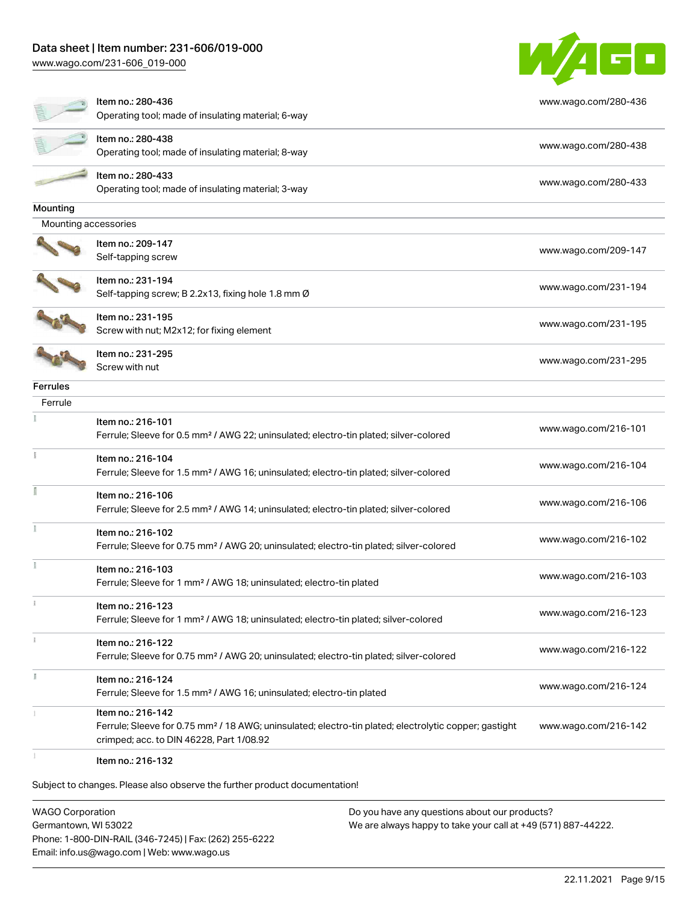| | | |
|---|---|---|
| | Item no.: 280-436<br>Operating tool; made of insulating material; 6-way | www.wago.com/280-436 |
| | Item no.: 280-438<br>Operating tool; made of insulating material; 8-way | www.wago.com/280-438 |
| | Item no.: 280-433<br>Operating tool; made of insulating material; 3-way | www.wago.com/280-433 |

**Mounting**

Mounting accessories

| | | |
|---|---|---|
| | Item no.: 209-147<br>Self-tapping screw | www.wago.com/209-147 |
| | Item no.: 231-194<br>Self-tapping screw; B 2.2x13, fixing hole 1.8 mm Ø | www.wago.com/231-194 |
| | Item no.: 231-195<br>Screw with nut; M2x12; for fixing element | www.wago.com/231-195 |
| | Item no.: 231-295<br>Screw with nut | www.wago.com/231-295 |

**Ferrules**

Ferrule

| | | |
|---|---|---|
| | Item no.: 216-101<br>Ferrule; Sleeve for 0.5 mm² / AWG 22; uninsulated; electro-tin plated; silver-colored | www.wago.com/216-101 |
| | Item no.: 216-104<br>Ferrule; Sleeve for 1.5 mm² / AWG 16; uninsulated; electro-tin plated; silver-colored | www.wago.com/216-104 |
| | Item no.: 216-106<br>Ferrule; Sleeve for 2.5 mm² / AWG 14; uninsulated; electro-tin plated; silver-colored | www.wago.com/216-106 |
| | Item no.: 216-102<br>Ferrule; Sleeve for 0.75 mm² / AWG 20; uninsulated; electro-tin plated; silver-colored | www.wago.com/216-102 |
| | Item no.: 216-103<br>Ferrule; Sleeve for 1 mm² / AWG 18; uninsulated; electro-tin plated | www.wago.com/216-103 |
| | Item no.: 216-123<br>Ferrule; Sleeve for 1 mm² / AWG 18; uninsulated; electro-tin plated; silver-colored | www.wago.com/216-123 |
| | Item no.: 216-122<br>Ferrule; Sleeve for 0.75 mm² / AWG 20; uninsulated; electro-tin plated; silver-colored | www.wago.com/216-122 |
| | Item no.: 216-124<br>Ferrule; Sleeve for 1.5 mm² / AWG 16; uninsulated; electro-tin plated | www.wago.com/216-124 |
| | Item no.: 216-142<br>Ferrule; Sleeve for 0.75 mm² / 18 AWG; uninsulated; electro-tin plated; electrolytic copper; gastight crimped; acc. to DIN 46228, Part 1/08.92 | www.wago.com/216-142 |
| | Item no.: 216-132 | |

Subject to changes. Please also observe the further product documentation!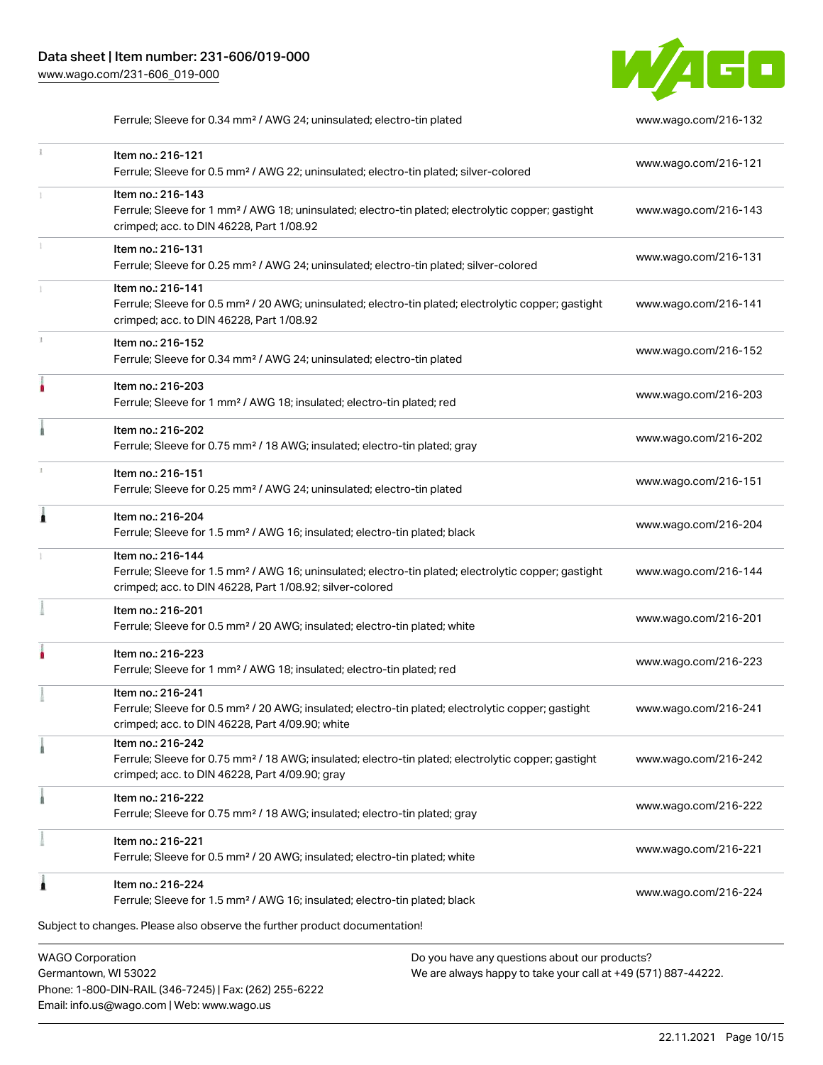| Item | URL |
|---|---|
| Ferrule; Sleeve for 0.34 mm² / AWG 24; uninsulated; electro-tin plated | www.wago.com/216-132 |
| Item no.: 216-121<br>Ferrule; Sleeve for 0.5 mm² / AWG 22; uninsulated; electro-tin plated; silver-colored | www.wago.com/216-121 |
| Item no.: 216-143<br>Ferrule; Sleeve for 1 mm² / AWG 18; uninsulated; electro-tin plated; electrolytic copper; gastight crimped; acc. to DIN 46228, Part 1/08.92 | www.wago.com/216-143 |
| Item no.: 216-131<br>Ferrule; Sleeve for 0.25 mm² / AWG 24; uninsulated; electro-tin plated; silver-colored | www.wago.com/216-131 |
| Item no.: 216-141<br>Ferrule; Sleeve for 0.5 mm² / 20 AWG; uninsulated; electro-tin plated; electrolytic copper; gastight crimped; acc. to DIN 46228, Part 1/08.92 | www.wago.com/216-141 |
| Item no.: 216-152<br>Ferrule; Sleeve for 0.34 mm² / AWG 24; uninsulated; electro-tin plated | www.wago.com/216-152 |
| Item no.: 216-203<br>Ferrule; Sleeve for 1 mm² / AWG 18; insulated; electro-tin plated; red | www.wago.com/216-203 |
| Item no.: 216-202<br>Ferrule; Sleeve for 0.75 mm² / 18 AWG; insulated; electro-tin plated; gray | www.wago.com/216-202 |
| Item no.: 216-151<br>Ferrule; Sleeve for 0.25 mm² / AWG 24; uninsulated; electro-tin plated | www.wago.com/216-151 |
| Item no.: 216-204<br>Ferrule; Sleeve for 1.5 mm² / AWG 16; insulated; electro-tin plated; black | www.wago.com/216-204 |
| Item no.: 216-144<br>Ferrule; Sleeve for 1.5 mm² / AWG 16; uninsulated; electro-tin plated; electrolytic copper; gastight crimped; acc. to DIN 46228, Part 1/08.92; silver-colored | www.wago.com/216-144 |
| Item no.: 216-201<br>Ferrule; Sleeve for 0.5 mm² / 20 AWG; insulated; electro-tin plated; white | www.wago.com/216-201 |
| Item no.: 216-223<br>Ferrule; Sleeve for 1 mm² / AWG 18; insulated; electro-tin plated; red | www.wago.com/216-223 |
| Item no.: 216-241<br>Ferrule; Sleeve for 0.5 mm² / 20 AWG; insulated; electro-tin plated; electrolytic copper; gastight crimped; acc. to DIN 46228, Part 4/09.90; white | www.wago.com/216-241 |
| Item no.: 216-242<br>Ferrule; Sleeve for 0.75 mm² / 18 AWG; insulated; electro-tin plated; electrolytic copper; gastight crimped; acc. to DIN 46228, Part 4/09.90; gray | www.wago.com/216-242 |
| Item no.: 216-222<br>Ferrule; Sleeve for 0.75 mm² / 18 AWG; insulated; electro-tin plated; gray | www.wago.com/216-222 |
| Item no.: 216-221<br>Ferrule; Sleeve for 0.5 mm² / 20 AWG; insulated; electro-tin plated; white | www.wago.com/216-221 |
| Item no.: 216-224<br>Ferrule; Sleeve for 1.5 mm² / AWG 16; insulated; electro-tin plated; black | www.wago.com/216-224 |

Subject to changes. Please also observe the further product documentation!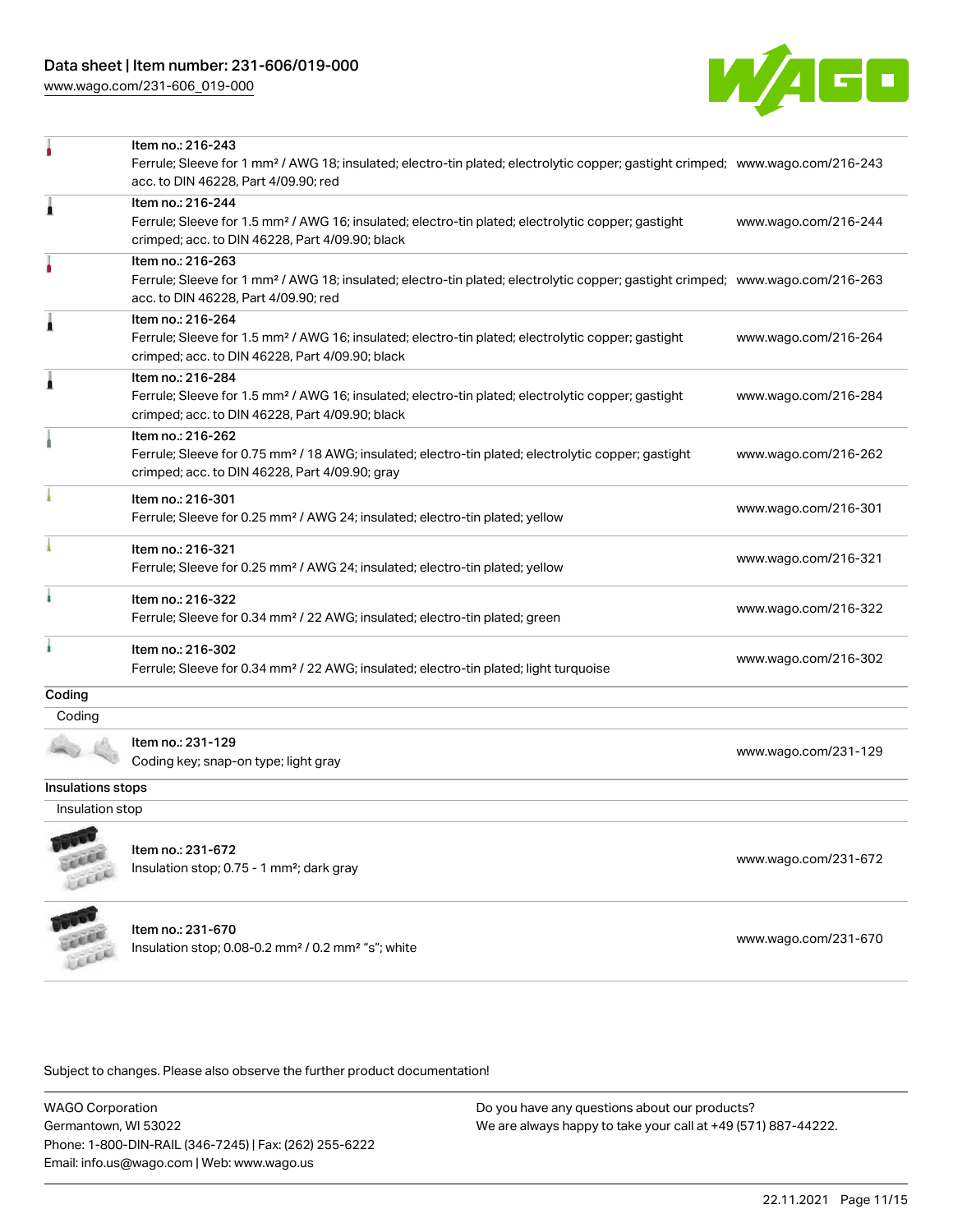| | | |
|---|---|---|
| | Item no.: 216-243<br>Ferrule; Sleeve for 1 mm² / AWG 18; insulated; electro-tin plated; electrolytic copper; gastight crimped; acc. to DIN 46228, Part 4/09.90; red | www.wago.com/216-243 |
| | Item no.: 216-244<br>Ferrule; Sleeve for 1.5 mm² / AWG 16; insulated; electro-tin plated; electrolytic copper; gastight crimped; acc. to DIN 46228, Part 4/09.90; black | www.wago.com/216-244 |
| | Item no.: 216-263<br>Ferrule; Sleeve for 1 mm² / AWG 18; insulated; electro-tin plated; electrolytic copper; gastight crimped; acc. to DIN 46228, Part 4/09.90; red | www.wago.com/216-263 |
| | Item no.: 216-264<br>Ferrule; Sleeve for 1.5 mm² / AWG 16; insulated; electro-tin plated; electrolytic copper; gastight crimped; acc. to DIN 46228, Part 4/09.90; black | www.wago.com/216-264 |
| | Item no.: 216-284<br>Ferrule; Sleeve for 1.5 mm² / AWG 16; insulated; electro-tin plated; electrolytic copper; gastight crimped; acc. to DIN 46228, Part 4/09.90; black | www.wago.com/216-284 |
| | Item no.: 216-262<br>Ferrule; Sleeve for 0.75 mm² / 18 AWG; insulated; electro-tin plated; electrolytic copper; gastight crimped; acc. to DIN 46228, Part 4/09.90; gray | www.wago.com/216-262 |
| | Item no.: 216-301<br>Ferrule; Sleeve for 0.25 mm² / AWG 24; insulated; electro-tin plated; yellow | www.wago.com/216-301 |
| | Item no.: 216-321<br>Ferrule; Sleeve for 0.25 mm² / AWG 24; insulated; electro-tin plated; yellow | www.wago.com/216-321 |
| | Item no.: 216-322<br>Ferrule; Sleeve for 0.34 mm² / 22 AWG; insulated; electro-tin plated; green | www.wago.com/216-322 |
| | Item no.: 216-302<br>Ferrule; Sleeve for 0.34 mm² / 22 AWG; insulated; electro-tin plated; light turquoise | www.wago.com/216-302 |

## Coding

Coding

| | | |
|---|---|---|
| | Item no.: 231-129<br>Coding key; snap-on type; light gray | www.wago.com/231-129 |

## Insulations stops

Insulation stop

| | | |
|---|---|---|
| | Item no.: 231-672<br>Insulation stop; 0.75 - 1 mm²; dark gray | www.wago.com/231-672 |
| | Item no.: 231-670<br>Insulation stop; 0.08-0.2 mm² / 0.2 mm² "s"; white | www.wago.com/231-670 |

Subject to changes. Please also observe the further product documentation!

WAGO Corporation
Germantown, WI 53022
Phone: 1-800-DIN-RAIL (346-7245) | Fax: (262) 255-6222
Email: info.us@wago.com | Web: www.wago.us

Do you have any questions about our products?
We are always happy to take your call at +49 (571) 887-44222.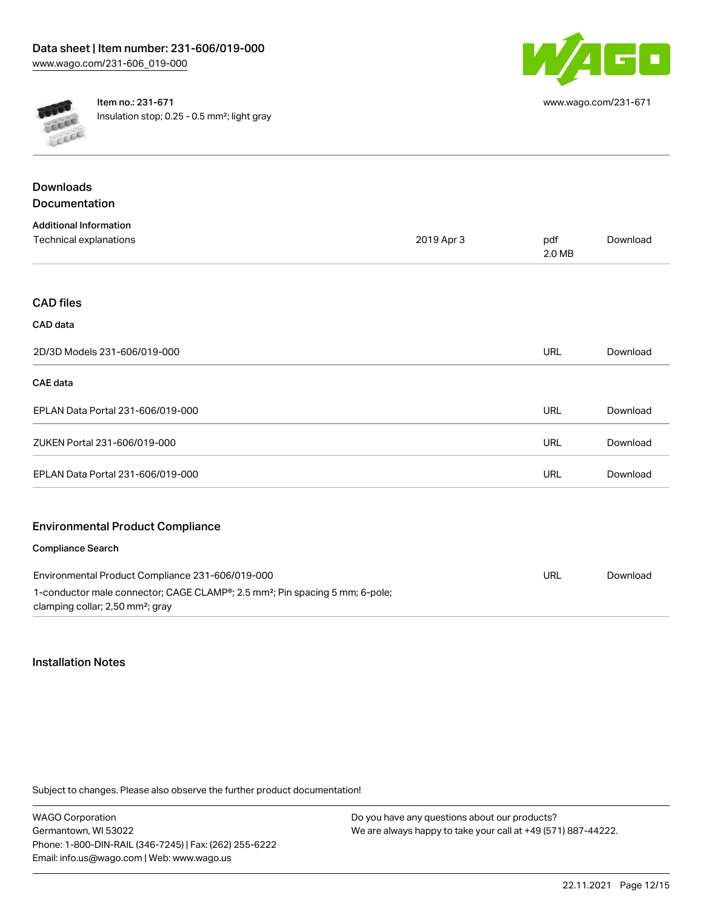Item no.: 231-671
Insulation stop; 0.25 - 0.5 mm²; light gray

www.wago.com/231-671

## Downloads
## Documentation

**Additional Information**

| Technical explanations | 2019 Apr 3 | pdf 2.0 MB | Download |
| --- | --- | --- | --- |

## CAD files

**CAD data**

| 2D/3D Models 231-606/019-000 | URL | Download |
| --- | --- | --- |

**CAE data**

| EPLAN Data Portal 231-606/019-000 | URL | Download |
| --- | --- | --- |
| ZUKEN Portal 231-606/019-000 | URL | Download |
| EPLAN Data Portal 231-606/019-000 | URL | Download |

## Environmental Product Compliance

**Compliance Search**

| Environmental Product Compliance 231-606/019-000<br>1-conductor male connector; CAGE CLAMP®; 2.5 mm²; Pin spacing 5 mm; 6-pole; clamping collar; 2,50 mm²; gray | URL | Download |
| --- | --- | --- |

## Installation Notes

Subject to changes. Please also observe the further product documentation!

WAGO Corporation
Germantown, WI 53022
Phone: 1-800-DIN-RAIL (346-7245) | Fax: (262) 255-6222
Email: info.us@wago.com | Web: www.wago.us

Do you have any questions about our products?
We are always happy to take your call at +49 (571) 887-44222.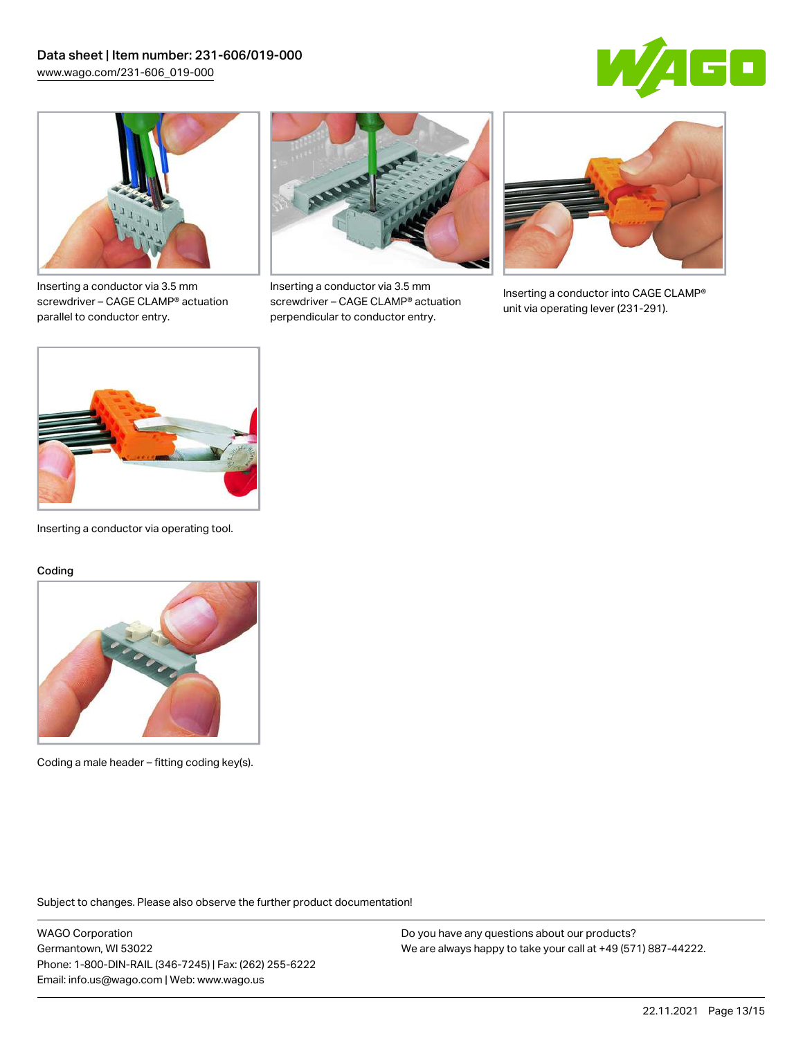Inserting a conductor via 3.5 mm screwdriver – CAGE CLAMP® actuation parallel to conductor entry.

Inserting a conductor via 3.5 mm screwdriver – CAGE CLAMP® actuation perpendicular to conductor entry.

Inserting a conductor into CAGE CLAMP® unit via operating lever (231-291).

Inserting a conductor via operating tool.

## Coding

Coding a male header – fitting coding key(s).

Subject to changes. Please also observe the further product documentation!

WAGO Corporation
Germantown, WI 53022
Phone: 1-800-DIN-RAIL (346-7245) | Fax: (262) 255-6222
Email: info.us@wago.com | Web: www.wago.us

Do you have any questions about our products?
We are always happy to take your call at +49 (571) 887-44222.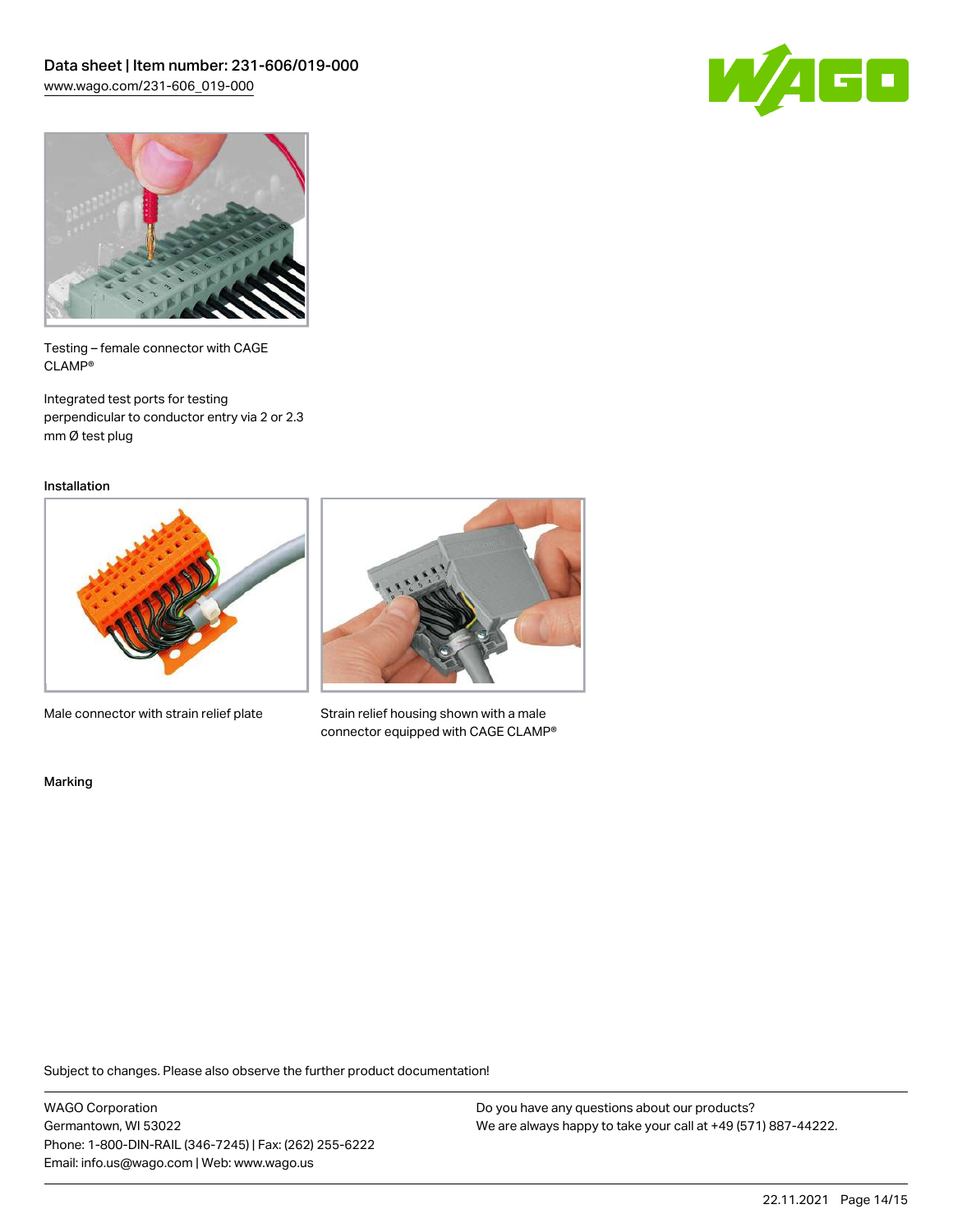Testing – female connector with CAGE CLAMP®

Integrated test ports for testing perpendicular to conductor entry via 2 or 2.3 mm Ø test plug

Installation

Male connector with strain relief plate

Strain relief housing shown with a male connector equipped with CAGE CLAMP®

Marking

Subject to changes. Please also observe the further product documentation!

WAGO Corporation
Germantown, WI 53022
Phone: 1-800-DIN-RAIL (346-7245) | Fax: (262) 255-6222
Email: info.us@wago.com | Web: www.wago.us

Do you have any questions about our products?
We are always happy to take your call at +49 (571) 887-44222.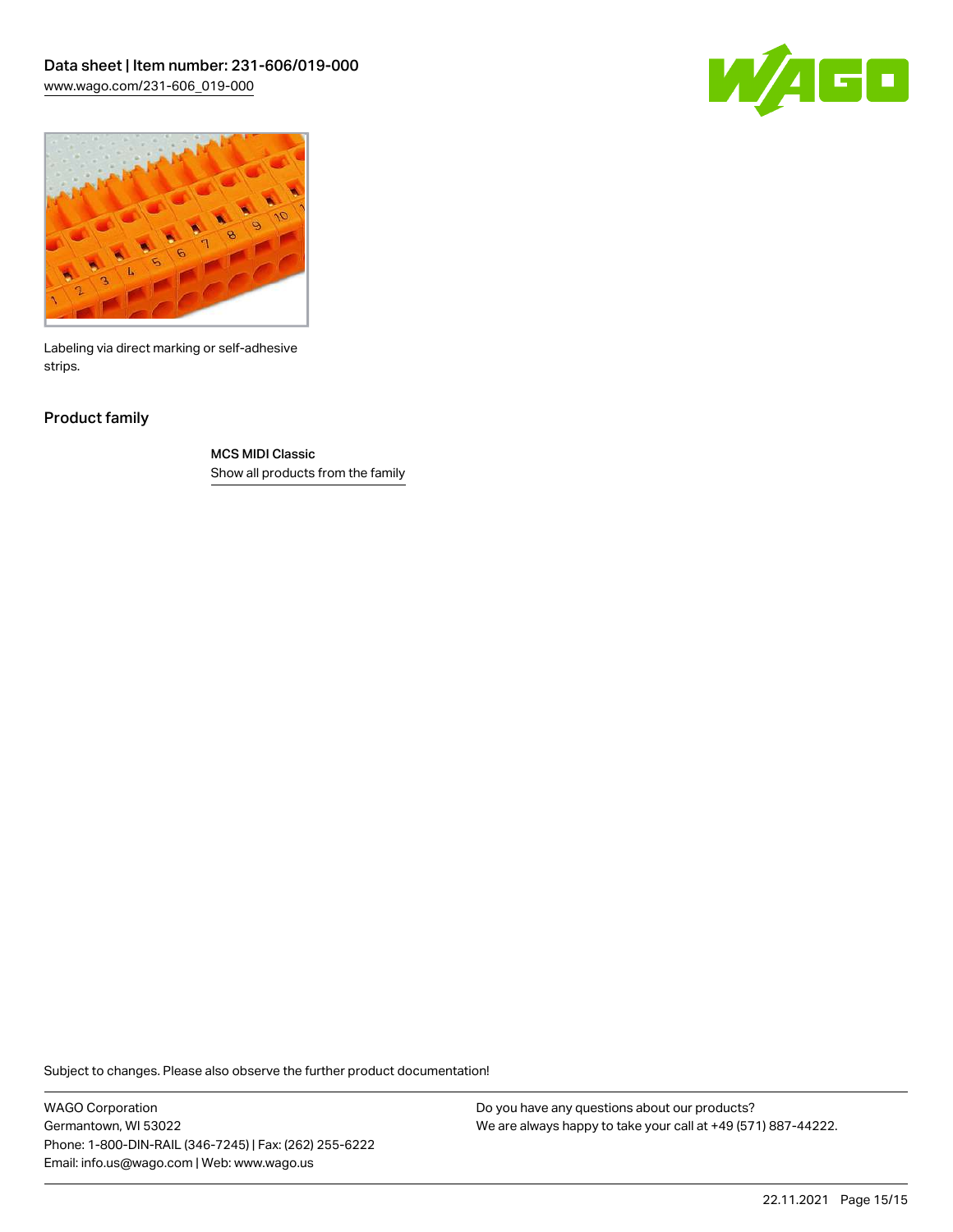Labeling via direct marking or self-adhesive strips.

## Product family

**MCS MIDI Classic**

Show all products from the family

Subject to changes. Please also observe the further product documentation!

WAGO Corporation
Germantown, WI 53022
Phone: 1-800-DIN-RAIL (346-7245) | Fax: (262) 255-6222
Email: info.us@wago.com | Web: www.wago.us

Do you have any questions about our products?
We are always happy to take your call at +49 (571) 887-44222.